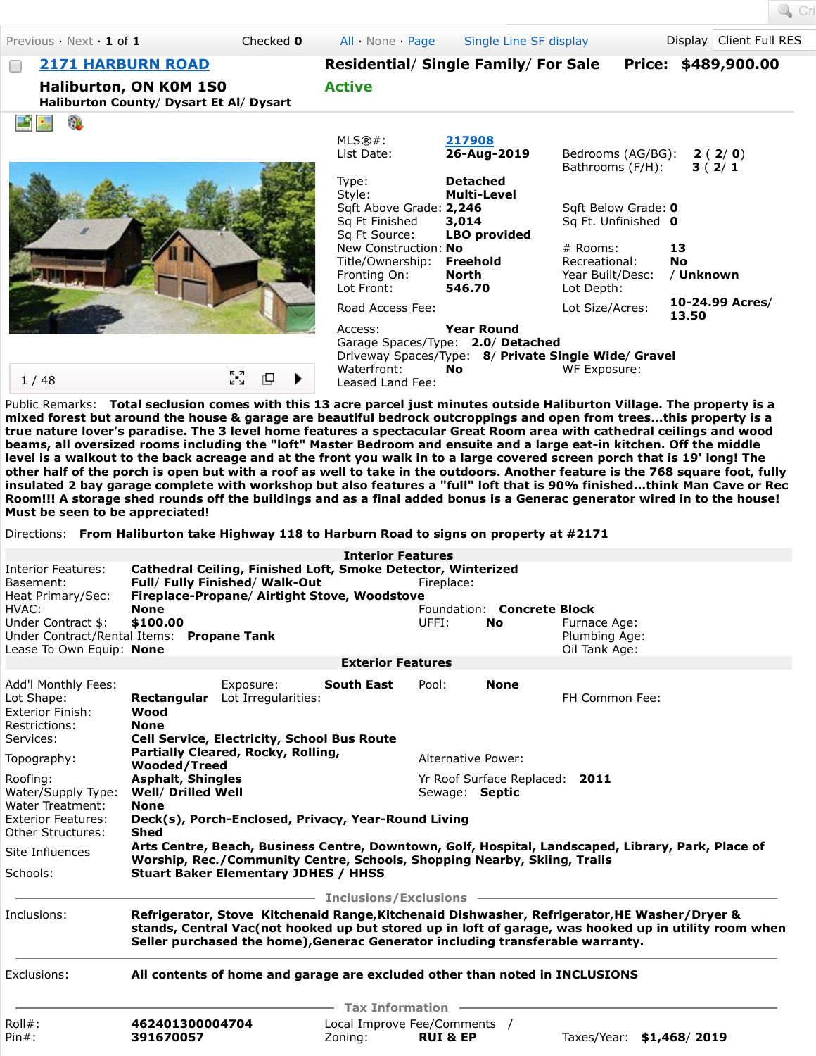Previous · Next · **1** of **1** Checked **0** All · None · Page Single Line SF display Display Client Full RES

## 2171 HARBURN ROAD

**Haliburton, ON K0M 1S0**
**Haliburton County/ Dysart Et Al/ Dysart**

**Residential/ Single Family/ For Sale** **Price: $489,900.00**

**Active**

1 / 48

| | | | |
|---|---|---|---|
| MLS®#: | 217908 | | |
| List Date: | **26-Aug-2019** | Bedrooms (AG/BG): | **2 ( 2/ 0)** |
| | | Bathrooms (F/H): | **3 ( 2/ 1** |
| Type: | **Detached** | | |
| Style: | **Multi-Level** | | |
| Sqft Above Grade: | **2,246** | Sqft Below Grade: | **0** |
| Sq Ft Finished | **3,014** | Sq Ft. Unfinished | **0** |
| Sq Ft Source: | **LBO provided** | | |
| New Construction: | **No** | # Rooms: | **13** |
| Title/Ownership: | **Freehold** | Recreational: | **No** |
| Fronting On: | **North** | Year Built/Desc: | **/ Unknown** |
| Lot Front: | **546.70** | Lot Depth: | |
| Road Access Fee: | | Lot Size/Acres: | **10-24.99 Acres/ 13.50** |
| Access: | **Year Round** | | |
| Garage Spaces/Type: | **2.0/ Detached** | | |
| Driveway Spaces/Type: | **8/ Private Single Wide/ Gravel** | | |
| Waterfront: | **No** | WF Exposure: | |
| Leased Land Fee: | | | |

Public Remarks: **Total seclusion comes with this 13 acre parcel just minutes outside Haliburton Village. The property is a mixed forest but around the house & garage are beautiful bedrock outcroppings and open from trees...this property is a true nature lover's paradise. The 3 level home features a spectacular Great Room area with cathedral ceilings and wood beams, all oversized rooms including the "loft" Master Bedroom and ensuite and a large eat-in kitchen. Off the middle level is a walkout to the back acreage and at the front you walk in to a large covered screen porch that is 19' long! The other half of the porch is open but with a roof as well to take in the outdoors. Another feature is the 768 square foot, fully insulated 2 bay garage complete with workshop but also features a "full" loft that is 90% finished...think Man Cave or Rec Room!!! A storage shed rounds off the buildings and as a final added bonus is a Generac generator wired in to the house! Must be seen to be appreciated!**

Directions: **From Haliburton take Highway 118 to Harburn Road to signs on property at #2171**

### Interior Features

| | | | |
|---|---|---|---|
| Interior Features: | **Cathedral Ceiling, Finished Loft, Smoke Detector, Winterized** | | |
| Basement: | **Full/ Fully Finished/ Walk-Out** | Fireplace: | |
| Heat Primary/Sec: | **Fireplace-Propane/ Airtight Stove, Woodstove** | | |
| HVAC: | **None** | Foundation: | **Concrete Block** |
| Under Contract $: | **$100.00** | UFFI: | **No** |
| Under Contract/Rental Items: | **Propane Tank** | | |
| Lease To Own Equip: | **None** | | |

Furnace Age:
Plumbing Age:
Oil Tank Age:

### Exterior Features

| | | | |
|---|---|---|---|
| Add'l Monthly Fees: | | Exposure: | **South East** |
| Pool: | **None** | FH Common Fee: | |
| Lot Shape: | **Rectangular** | Lot Irregularities: | |
| Exterior Finish: | **Wood** | | |
| Restrictions: | **None** | | |
| Services: | **Cell Service, Electricity, School Bus Route** | | |
| Topography: | **Partially Cleared, Rocky, Rolling, Wooded/Treed** | Alternative Power: | |
| Roofing: | **Asphalt, Shingles** | Yr Roof Surface Replaced: | **2011** |
| Water/Supply Type: | **Well/ Drilled Well** | Sewage: | **Septic** |
| Water Treatment: | **None** | | |
| Exterior Features: | **Deck(s), Porch-Enclosed, Privacy, Year-Round Living** | | |
| Other Structures: | **Shed** | | |
| Site Influences | **Arts Centre, Beach, Business Centre, Downtown, Golf, Hospital, Landscaped, Library, Park, Place of Worship, Rec./Community Centre, Schools, Shopping Nearby, Skiing, Trails** | | |
| Schools: | **Stuart Baker Elementary JDHES / HHSS** | | |

### Inclusions/Exclusions

Inclusions: **Refrigerator, Stove Kitchenaid Range,Kitchenaid Dishwasher, Refrigerator,HE Washer/Dryer & stands, Central Vac(not hooked up but stored up in loft of garage, was hooked up in utility room when Seller purchased the home),Generac Generator including transferable warranty.**

Exclusions: **All contents of home and garage are excluded other than noted in INCLUSIONS**

### Tax Information

| | | | |
|---|---|---|---|
| Roll#: | **462401300004704** | Local Improve Fee/Comments | / |
| Pin#: | **391670057** | Zoning: | **RUI & EP** |
| | | Taxes/Year: | **$1,468/ 2019** |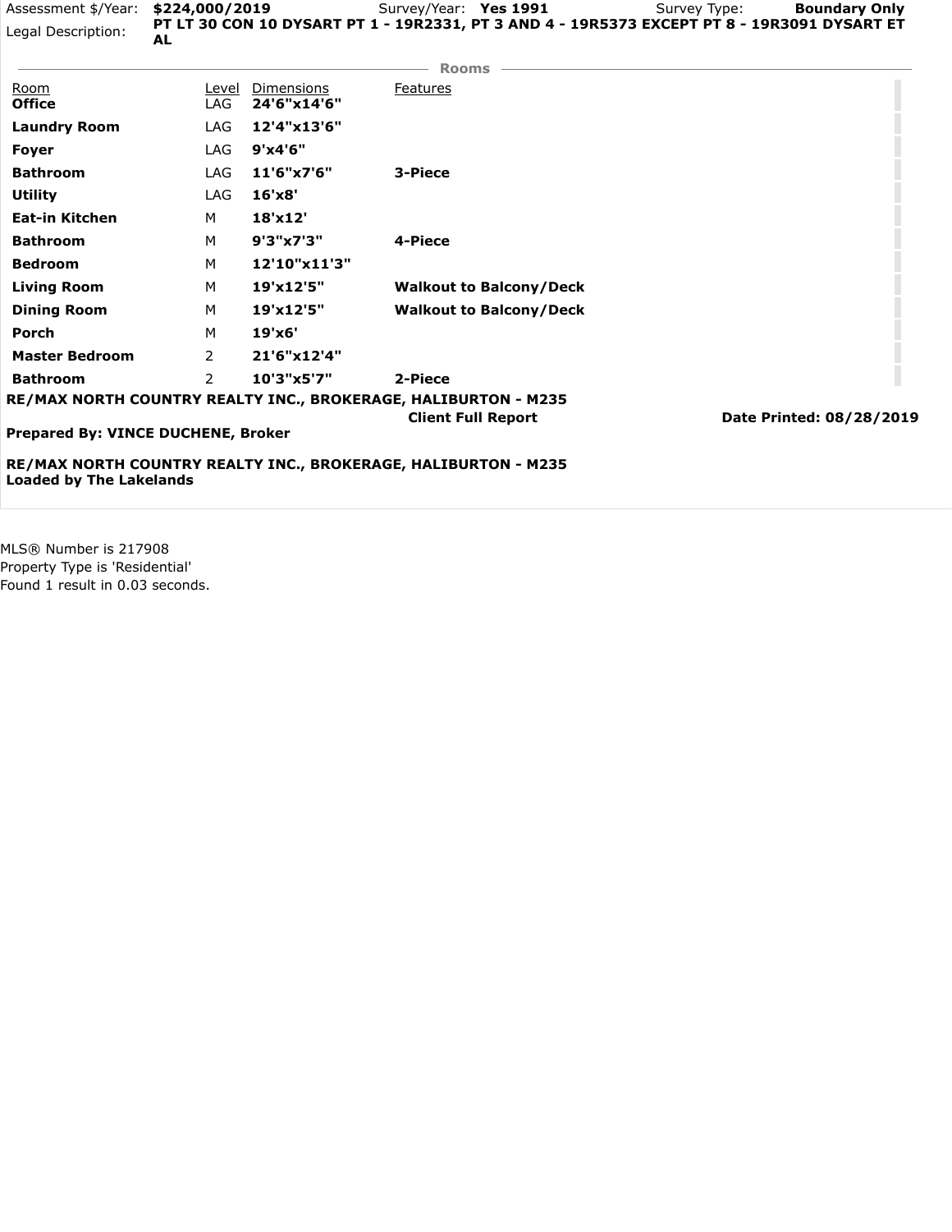Assessment $/Year: **$224,000/2019** Survey/Year: **Yes 1991** Survey Type: **Boundary Only**

Legal Description: **PT LT 30 CON 10 DYSART PT 1 - 19R2331, PT 3 AND 4 - 19R5373 EXCEPT PT 8 - 19R3091 DYSART ET AL**

## Rooms

| Room | Level | Dimensions | Features |
| --- | --- | --- | --- |
| **Office** | LAG | **24'6"x14'6"** | |
| **Laundry Room** | LAG | **12'4"x13'6"** | |
| **Foyer** | LAG | **9'x4'6"** | |
| **Bathroom** | LAG | **11'6"x7'6"** | **3-Piece** |
| **Utility** | LAG | **16'x8'** | |
| **Eat-in Kitchen** | M | **18'x12'** | |
| **Bathroom** | M | **9'3"x7'3"** | **4-Piece** |
| **Bedroom** | M | **12'10"x11'3"** | |
| **Living Room** | M | **19'x12'5"** | **Walkout to Balcony/Deck** |
| **Dining Room** | M | **19'x12'5"** | **Walkout to Balcony/Deck** |
| **Porch** | M | **19'x6'** | |
| **Master Bedroom** | 2 | **21'6"x12'4"** | |
| **Bathroom** | 2 | **10'3"x5'7"** | **2-Piece** |

**RE/MAX NORTH COUNTRY REALTY INC., BROKERAGE, HALIBURTON - M235**

**Client Full Report**

**Date Printed: 08/28/2019**

**Prepared By: VINCE DUCHENE, Broker**

**RE/MAX NORTH COUNTRY REALTY INC., BROKERAGE, HALIBURTON - M235**
**Loaded by The Lakelands**

MLS® Number is 217908
Property Type is 'Residential'
Found 1 result in 0.03 seconds.